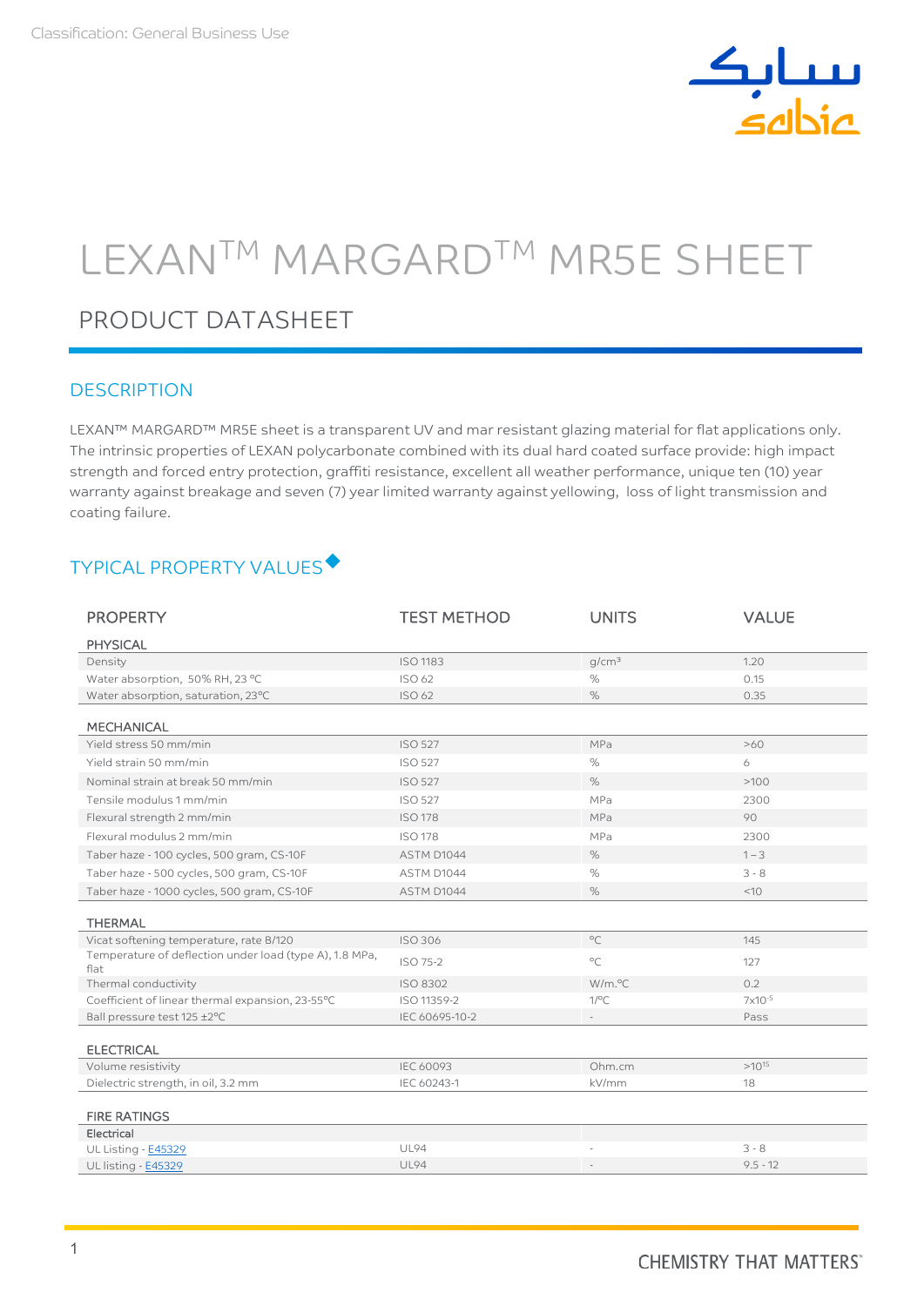Classification: General Business Use

# LEXAN™ MARGARD™ MR5E SHEET

## PRODUCT DATASHEET

### DESCRIPTION

LEXAN™ MARGARD™ MR5E sheet is a transparent UV and mar resistant glazing material for flat applications only. The intrinsic properties of LEXAN polycarbonate combined with its dual hard coated surface provide: high impact strength and forced entry protection, graffiti resistance, excellent all weather performance, unique ten (10) year warranty against breakage and seven (7) year limited warranty against yellowing, loss of light transmission and coating failure.

### TYPICAL PROPERTY VALUES◆

| PROPERTY | TEST METHOD | UNITS | VALUE |
|---|---|---|---|
| **PHYSICAL** | | | |
| Density | ISO 1183 | g/cm³ | 1.20 |
| Water absorption, 50% RH, 23 °C | ISO 62 | % | 0.15 |
| Water absorption, saturation, 23°C | ISO 62 | % | 0.35 |
| **MECHANICAL** | | | |
| Yield stress 50 mm/min | ISO 527 | MPa | >60 |
| Yield strain 50 mm/min | ISO 527 | % | 6 |
| Nominal strain at break 50 mm/min | ISO 527 | % | >100 |
| Tensile modulus 1 mm/min | ISO 527 | MPa | 2300 |
| Flexural strength 2 mm/min | ISO 178 | MPa | 90 |
| Flexural modulus 2 mm/min | ISO 178 | MPa | 2300 |
| Taber haze - 100 cycles, 500 gram, CS-10F | ASTM D1044 | % | 1 – 3 |
| Taber haze - 500 cycles, 500 gram, CS-10F | ASTM D1044 | % | 3 - 8 |
| Taber haze - 1000 cycles, 500 gram, CS-10F | ASTM D1044 | % | <10 |
| **THERMAL** | | | |
| Vicat softening temperature, rate B/120 | ISO 306 | °C | 145 |
| Temperature of deflection under load (type A), 1.8 MPa, flat | ISO 75-2 | °C | 127 |
| Thermal conductivity | ISO 8302 | W/m.°C | 0.2 |
| Coefficient of linear thermal expansion, 23-55°C | ISO 11359-2 | 1/°C | $7 \times 10^{-5}$ |
| Ball pressure test 125 ±2°C | IEC 60695-10-2 | - | Pass |
| **ELECTRICAL** | | | |
| Volume resistivity | IEC 60093 | Ohm.cm | $>10^{15}$ |
| Dielectric strength, in oil, 3.2 mm | IEC 60243-1 | kV/mm | 18 |
| **FIRE RATINGS** | | | |
| Electrical | | | |
| UL Listing - E45329 | UL94 | - | 3 - 8 |
| UL listing - E45329 | UL94 | - | 9.5 - 12 |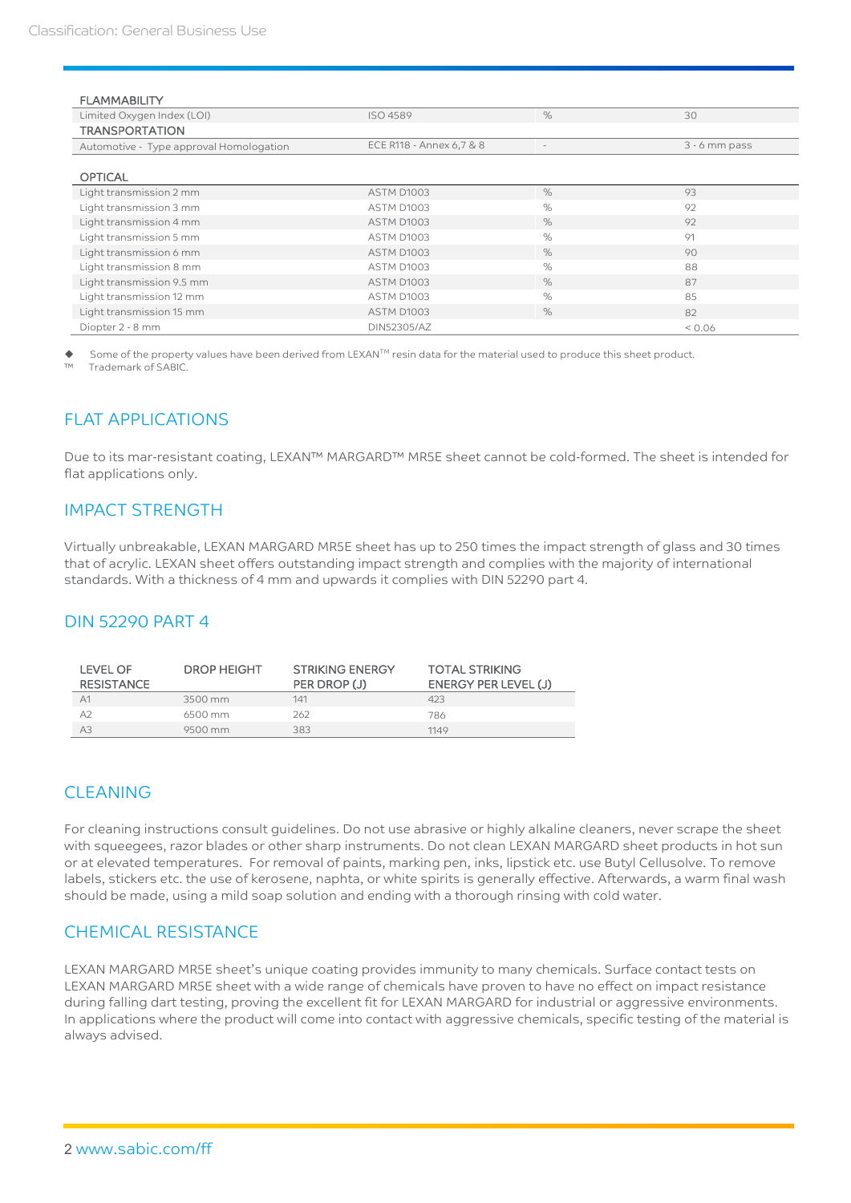| FLAMMABILITY | | | |
|---|---|---|---|
| Limited Oxygen Index (LOI) | ISO 4589 | % | 30 |
| TRANSPORTATION | | | |
| Automotive - Type approval Homologation | ECE R118 - Annex 6,7 & 8 | - | 3 - 6 mm pass |

| OPTICAL | | | |
|---|---|---|---|
| Light transmission 2 mm | ASTM D1003 | % | 93 |
| Light transmission 3 mm | ASTM D1003 | % | 92 |
| Light transmission 4 mm | ASTM D1003 | % | 92 |
| Light transmission 5 mm | ASTM D1003 | % | 91 |
| Light transmission 6 mm | ASTM D1003 | % | 90 |
| Light transmission 8 mm | ASTM D1003 | % | 88 |
| Light transmission 9.5 mm | ASTM D1003 | % | 87 |
| Light transmission 12 mm | ASTM D1003 | % | 85 |
| Light transmission 15 mm | ASTM D1003 | % | 82 |
| Diopter 2 - 8 mm | DIN52305/AZ | | < 0.06 |

◆ Some of the property values have been derived from LEXAN™ resin data for the material used to produce this sheet product.
™ Trademark of SABIC.

## FLAT APPLICATIONS

Due to its mar-resistant coating, LEXAN™ MARGARD™ MR5E sheet cannot be cold-formed. The sheet is intended for flat applications only.

## IMPACT STRENGTH

Virtually unbreakable, LEXAN MARGARD MR5E sheet has up to 250 times the impact strength of glass and 30 times that of acrylic. LEXAN sheet offers outstanding impact strength and complies with the majority of international standards. With a thickness of 4 mm and upwards it complies with DIN 52290 part 4.

## DIN 52290 PART 4

| LEVEL OF RESISTANCE | DROP HEIGHT | STRIKING ENERGY PER DROP (J) | TOTAL STRIKING ENERGY PER LEVEL (J) |
|---|---|---|---|
| A1 | 3500 mm | 141 | 423 |
| A2 | 6500 mm | 262 | 786 |
| A3 | 9500 mm | 383 | 1149 |

## CLEANING

For cleaning instructions consult guidelines. Do not use abrasive or highly alkaline cleaners, never scrape the sheet with squeegees, razor blades or other sharp instruments. Do not clean LEXAN MARGARD sheet products in hot sun or at elevated temperatures. For removal of paints, marking pen, inks, lipstick etc. use Butyl Cellusolve. To remove labels, stickers etc. the use of kerosene, naphta, or white spirits is generally effective. Afterwards, a warm final wash should be made, using a mild soap solution and ending with a thorough rinsing with cold water.

## CHEMICAL RESISTANCE

LEXAN MARGARD MR5E sheet's unique coating provides immunity to many chemicals. Surface contact tests on LEXAN MARGARD MR5E sheet with a wide range of chemicals have proven to have no effect on impact resistance during falling dart testing, proving the excellent fit for LEXAN MARGARD for industrial or aggressive environments. In applications where the product will come into contact with aggressive chemicals, specific testing of the material is always advised.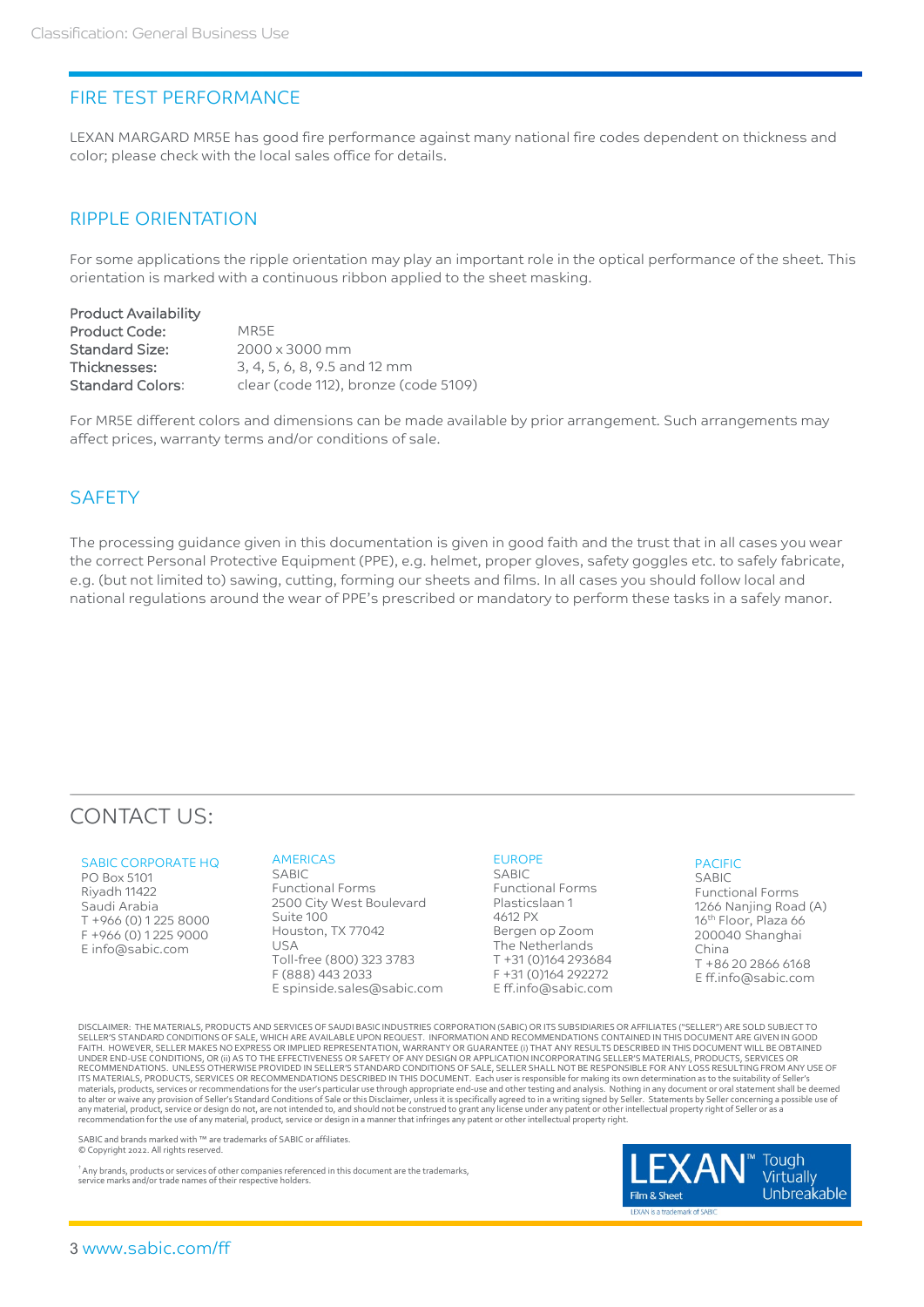## FIRE TEST PERFORMANCE

LEXAN MARGARD MR5E has good fire performance against many national fire codes dependent on thickness and color; please check with the local sales office for details.

## RIPPLE ORIENTATION

For some applications the ripple orientation may play an important role in the optical performance of the sheet. This orientation is marked with a continuous ribbon applied to the sheet masking.

**Product Availability**

| | |
|---|---|
| **Product Code:** | MR5E |
| **Standard Size:** | 2000 x 3000 mm |
| **Thicknesses:** | 3, 4, 5, 6, 8, 9.5 and 12 mm |
| **Standard Colors:** | clear (code 112), bronze (code 5109) |

For MR5E different colors and dimensions can be made available by prior arrangement. Such arrangements may affect prices, warranty terms and/or conditions of sale.

## SAFETY

The processing guidance given in this documentation is given in good faith and the trust that in all cases you wear the correct Personal Protective Equipment (PPE), e.g. helmet, proper gloves, safety goggles etc. to safely fabricate, e.g. (but not limited to) sawing, cutting, forming our sheets and films. In all cases you should follow local and national regulations around the wear of PPE's prescribed or mandatory to perform these tasks in a safely manor.

## CONTACT US:

**SABIC CORPORATE HQ**
PO Box 5101
Riyadh 11422
Saudi Arabia
T +966 (0) 1 225 8000
F +966 (0) 1 225 9000
E info@sabic.com

**AMERICAS**
SABIC
Functional Forms
2500 City West Boulevard
Suite 100
Houston, TX 77042
USA
Toll-free (800) 323 3783
F (888) 443 2033
E spinside.sales@sabic.com

**EUROPE**
SABIC
Functional Forms
Plasticslaan 1
4612 PX
Bergen op Zoom
The Netherlands
T +31 (0)164 293684
F +31 (0)164 292272
E ff.info@sabic.com

**PACIFIC**
SABIC
Functional Forms
1266 Nanjing Road (A)
16th Floor, Plaza 66
200040 Shanghai
China
T +86 20 2866 6168
E ff.info@sabic.com

DISCLAIMER: THE MATERIALS, PRODUCTS AND SERVICES OF SAUDI BASIC INDUSTRIES CORPORATION (SABIC) OR ITS SUBSIDIARIES OR AFFILIATES ("SELLER") ARE SOLD SUBJECT TO SELLER'S STANDARD CONDITIONS OF SALE, WHICH ARE AVAILABLE UPON REQUEST. INFORMATION AND RECOMMENDATIONS CONTAINED IN THIS DOCUMENT ARE GIVEN IN GOOD FAITH. HOWEVER, SELLER MAKES NO EXPRESS OR IMPLIED REPRESENTATION, WARRANTY OR GUARANTEE (i) THAT ANY RESULTS DESCRIBED IN THIS DOCUMENT WILL BE OBTAINED UNDER END-USE CONDITIONS, OR (ii) AS TO THE EFFECTIVENESS OR SAFETY OF ANY DESIGN OR APPLICATION INCORPORATING SELLER'S MATERIALS, PRODUCTS, SERVICES OR RECOMMENDATIONS. UNLESS OTHERWISE PROVIDED IN SELLER'S STANDARD CONDITIONS OF SALE, SELLER SHALL NOT BE RESPONSIBLE FOR ANY LOSS RESULTING FROM ANY USE OF ITS MATERIALS, PRODUCTS, SERVICES OR RECOMMENDATIONS DESCRIBED IN THIS DOCUMENT. Each user is responsible for making its own determination as to the suitability of Seller's materials, products, services or recommendations for the user's particular use through appropriate end-use and other testing and analysis. Nothing in any document or oral statement shall be deemed to alter or waive any provision of Seller's Standard Conditions of Sale or this Disclaimer, unless it is specifically agreed to in a writing signed by Seller. Statements by Seller concerning a possible use of any material, product, service or design do not, are not intended to, and should not be construed to grant any license under any patent or other intellectual property right of Seller or as a recommendation for the use of any material, product, service or design in a manner that infringes any patent or other intellectual property right.

SABIC and brands marked with ™ are trademarks of SABIC or affiliates.
© Copyright 2022. All rights reserved.

[†] Any brands, products or services of other companies referenced in this document are the trademarks, service marks and/or trade names of their respective holders.

LEXAN™ Film & Sheet — Tough Virtually Unbreakable
LEXAN is a trademark of SABIC

www.sabic.com/ff